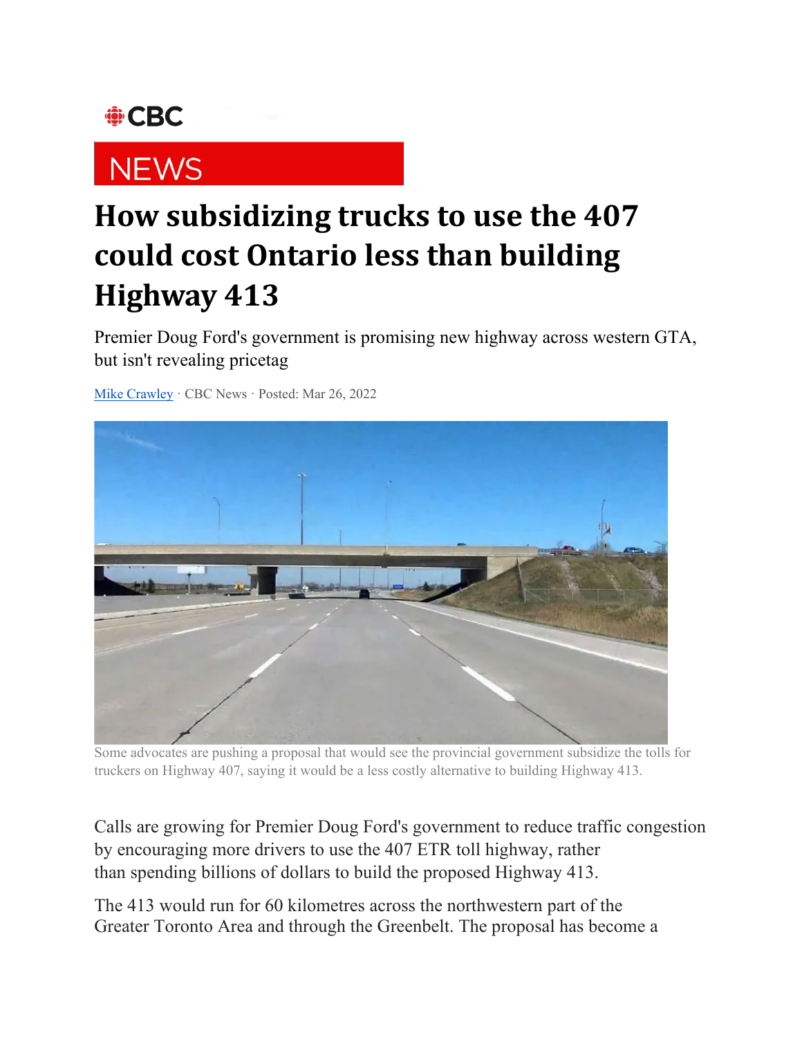CBC

NEWS

# How subsidizing trucks to use the 407 could cost Ontario less than building Highway 413

Premier Doug Ford's government is promising new highway across western GTA, but isn't revealing pricetag

Mike Crawley · CBC News · Posted: Mar 26, 2022

Some advocates are pushing a proposal that would see the provincial government subsidize the tolls for truckers on Highway 407, saying it would be a less costly alternative to building Highway 413.

Calls are growing for Premier Doug Ford's government to reduce traffic congestion by encouraging more drivers to use the 407 ETR toll highway, rather than spending billions of dollars to build the proposed Highway 413.

The 413 would run for 60 kilometres across the northwestern part of the Greater Toronto Area and through the Greenbelt. The proposal has become a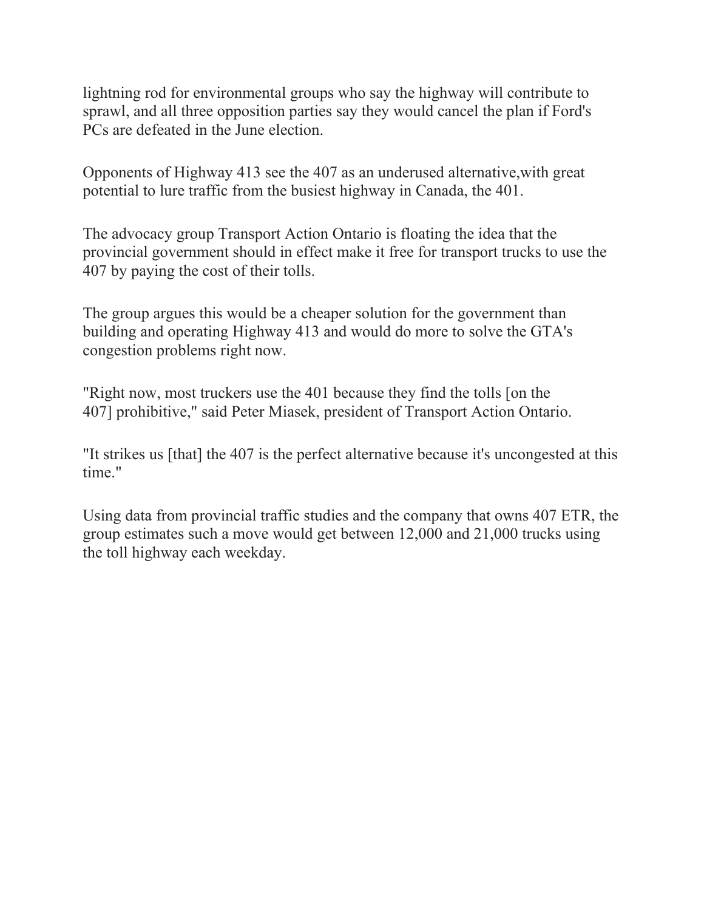lightning rod for environmental groups who say the highway will contribute to sprawl, and all three opposition parties say they would cancel the plan if Ford's PCs are defeated in the June election.

Opponents of Highway 413 see the 407 as an underused alternative,with great potential to lure traffic from the busiest highway in Canada, the 401.

The advocacy group Transport Action Ontario is floating the idea that the provincial government should in effect make it free for transport trucks to use the 407 by paying the cost of their tolls.

The group argues this would be a cheaper solution for the government than building and operating Highway 413 and would do more to solve the GTA's congestion problems right now.

"Right now, most truckers use the 401 because they find the tolls [on the 407] prohibitive," said Peter Miasek, president of Transport Action Ontario.

"It strikes us [that] the 407 is the perfect alternative because it's uncongested at this time."

Using data from provincial traffic studies and the company that owns 407 ETR, the group estimates such a move would get between 12,000 and 21,000 trucks using the toll highway each weekday.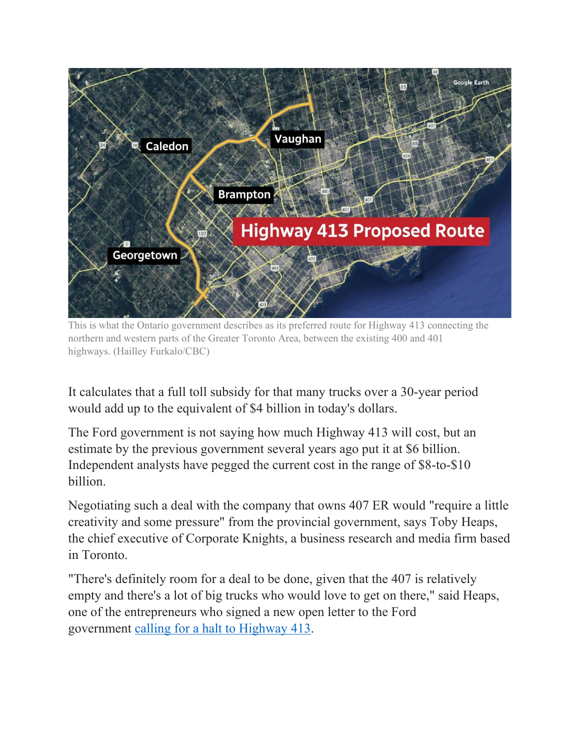This is what the Ontario government describes as its preferred route for Highway 413 connecting the northern and western parts of the Greater Toronto Area, between the existing 400 and 401 highways. (Hailley Furkalo/CBC)

It calculates that a full toll subsidy for that many trucks over a 30-year period would add up to the equivalent of $4 billion in today's dollars.

The Ford government is not saying how much Highway 413 will cost, but an estimate by the previous government several years ago put it at $6 billion. Independent analysts have pegged the current cost in the range of $8-to-$10 billion.

Negotiating such a deal with the company that owns 407 ER would "require a little creativity and some pressure" from the provincial government, says Toby Heaps, the chief executive of Corporate Knights, a business research and media firm based in Toronto.

"There's definitely room for a deal to be done, given that the 407 is relatively empty and there's a lot of big trucks who would love to get on there," said Heaps, one of the entrepreneurs who signed a new open letter to the Ford government calling for a halt to Highway 413.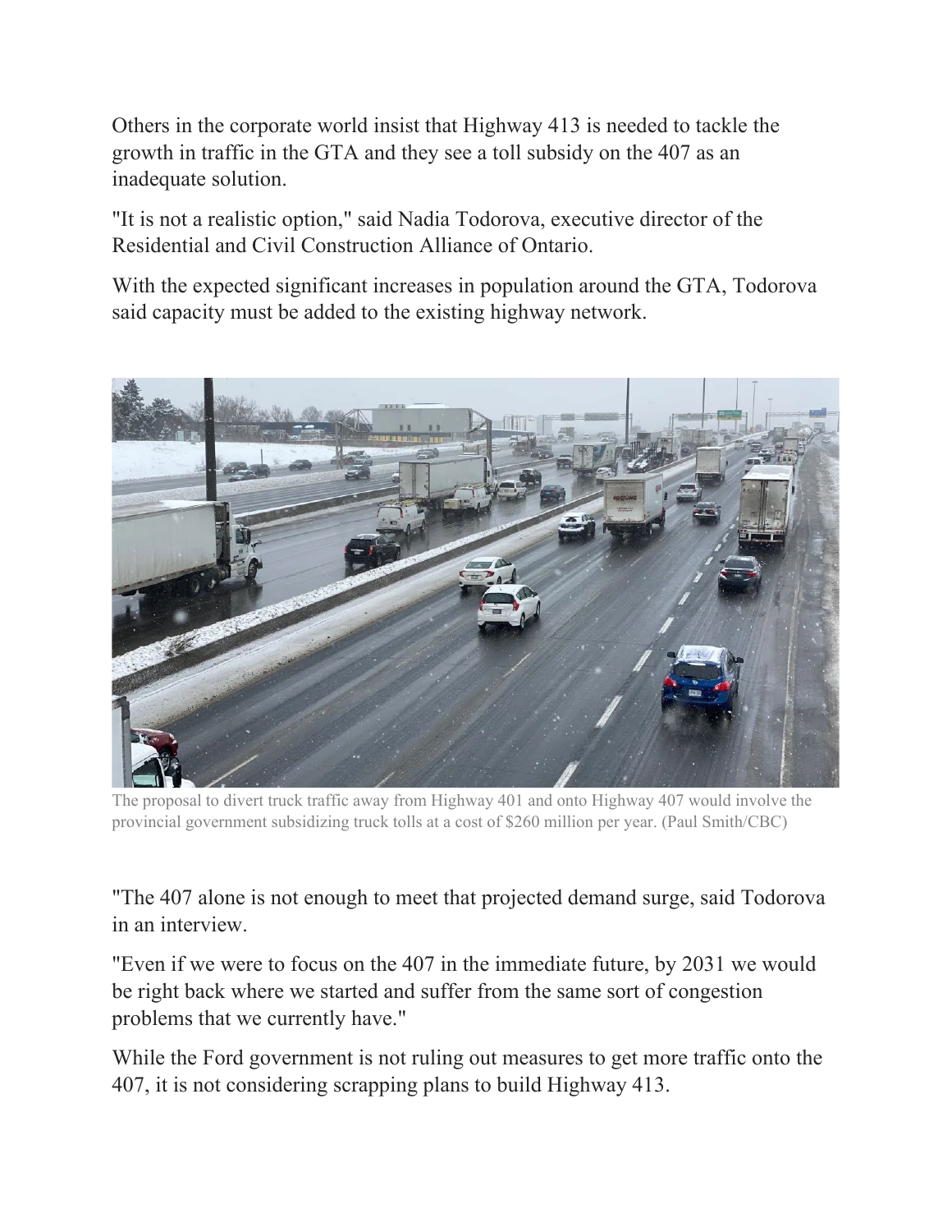Others in the corporate world insist that Highway 413 is needed to tackle the growth in traffic in the GTA and they see a toll subsidy on the 407 as an inadequate solution.

"It is not a realistic option," said Nadia Todorova, executive director of the Residential and Civil Construction Alliance of Ontario.

With the expected significant increases in population around the GTA, Todorova said capacity must be added to the existing highway network.

The proposal to divert truck traffic away from Highway 401 and onto Highway 407 would involve the provincial government subsidizing truck tolls at a cost of $260 million per year. (Paul Smith/CBC)

"The 407 alone is not enough to meet that projected demand surge, said Todorova in an interview.

"Even if we were to focus on the 407 in the immediate future, by 2031 we would be right back where we started and suffer from the same sort of congestion problems that we currently have."

While the Ford government is not ruling out measures to get more traffic onto the 407, it is not considering scrapping plans to build Highway 413.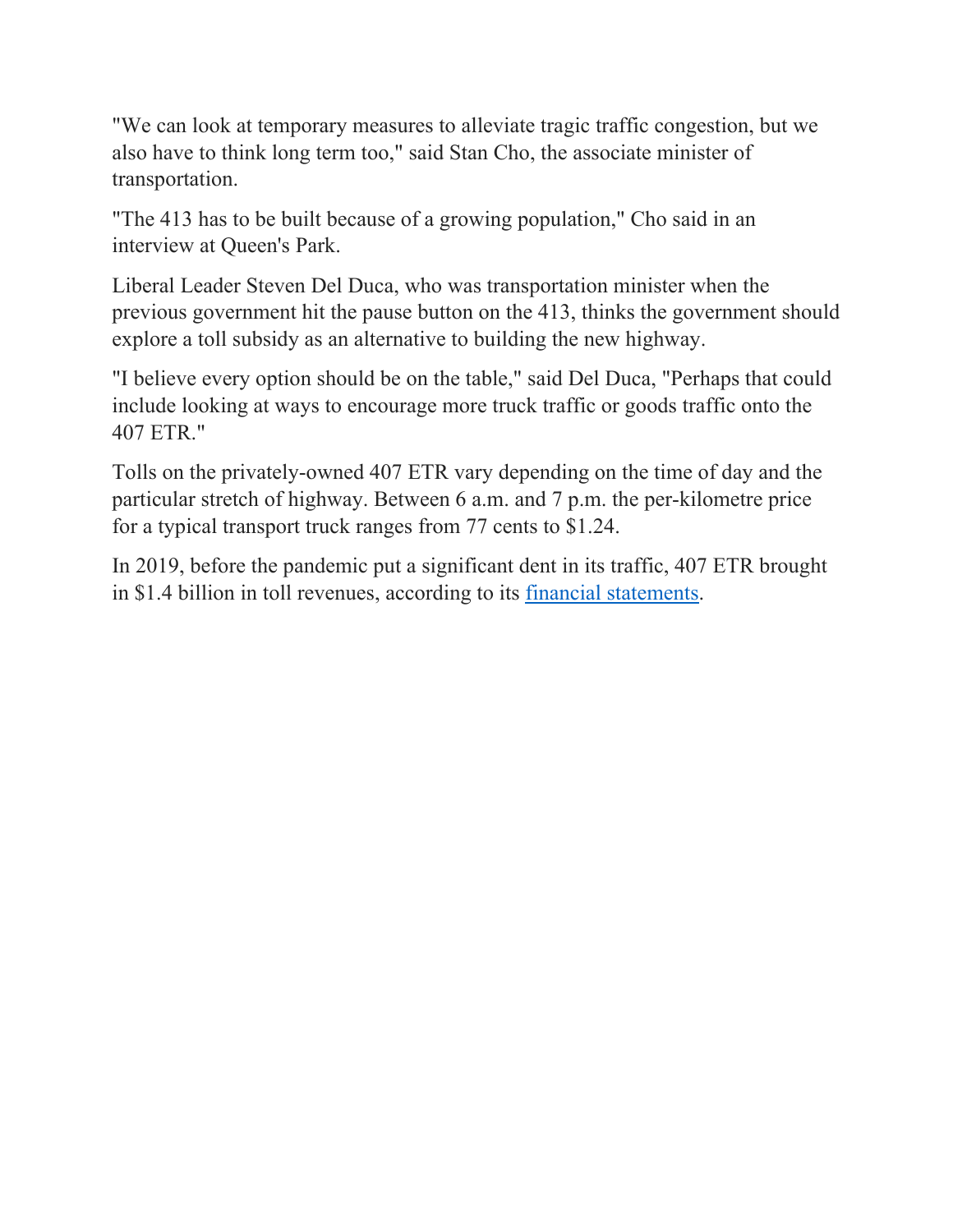"We can look at temporary measures to alleviate tragic traffic congestion, but we also have to think long term too," said Stan Cho, the associate minister of transportation.

"The 413 has to be built because of a growing population," Cho said in an interview at Queen's Park.

Liberal Leader Steven Del Duca, who was transportation minister when the previous government hit the pause button on the 413, thinks the government should explore a toll subsidy as an alternative to building the new highway.

"I believe every option should be on the table," said Del Duca, "Perhaps that could include looking at ways to encourage more truck traffic or goods traffic onto the 407 ETR."

Tolls on the privately-owned 407 ETR vary depending on the time of day and the particular stretch of highway. Between 6 a.m. and 7 p.m. the per-kilometre price for a typical transport truck ranges from 77 cents to $1.24.

In 2019, before the pandemic put a significant dent in its traffic, 407 ETR brought in $1.4 billion in toll revenues, according to its financial statements.